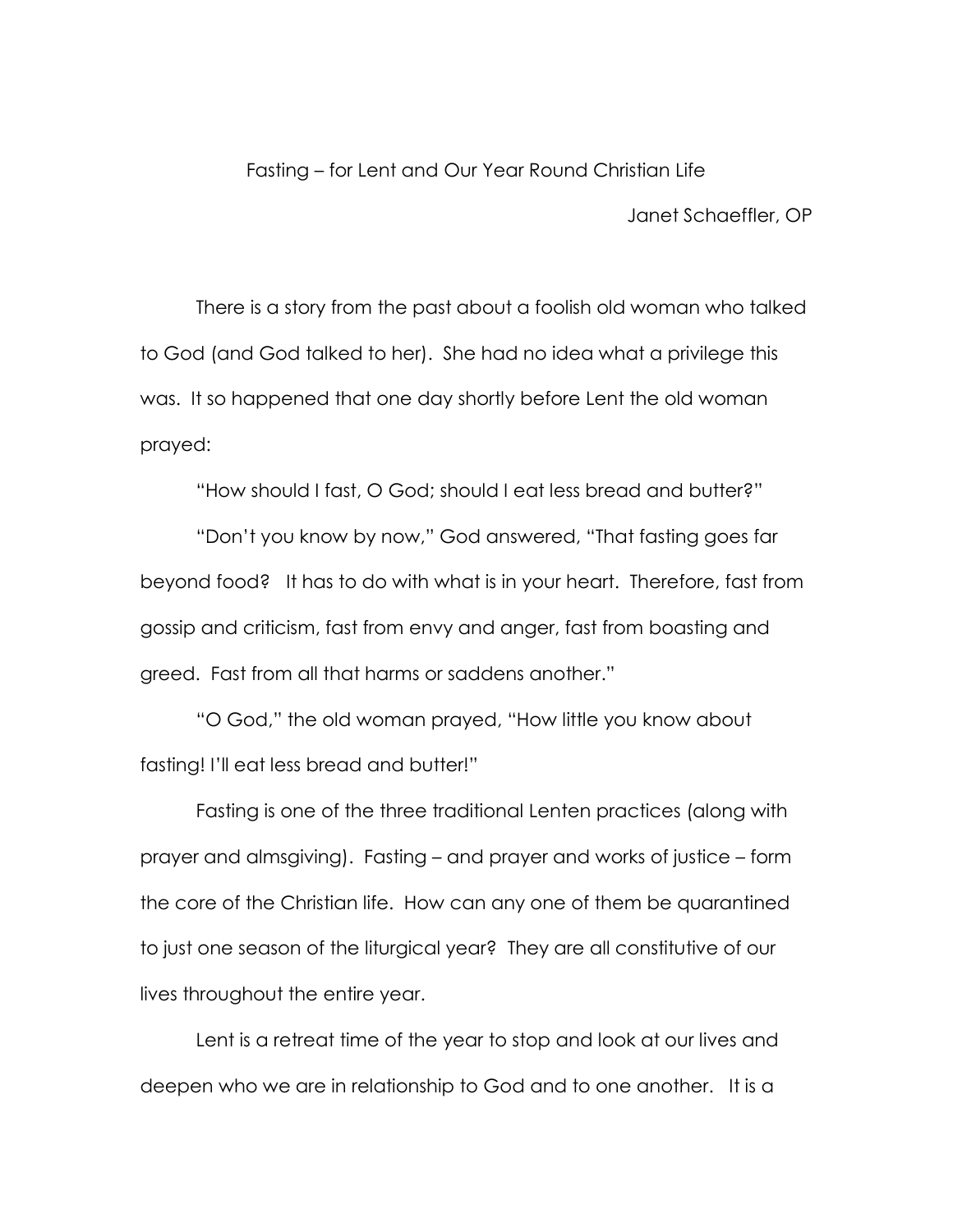# Fasting – for Lent and Our Year Round Christian Life

Janet Schaeffler, OP

There is a story from the past about a foolish old woman who talked to God (and God talked to her). She had no idea what a privilege this was. It so happened that one day shortly before Lent the old woman prayed:

"How should I fast, O God; should I eat less bread and butter?"

"Don't you know by now," God answered, "That fasting goes far beyond food? It has to do with what is in your heart. Therefore, fast from gossip and criticism, fast from envy and anger, fast from boasting and greed. Fast from all that harms or saddens another."

"O God," the old woman prayed, "How little you know about fasting! I'll eat less bread and butter!"

Fasting is one of the three traditional Lenten practices (along with prayer and almsgiving). Fasting – and prayer and works of justice – form the core of the Christian life. How can any one of them be quarantined to just one season of the liturgical year? They are all constitutive of our lives throughout the entire year.

Lent is a retreat time of the year to stop and look at our lives and deepen who we are in relationship to God and to one another. It is a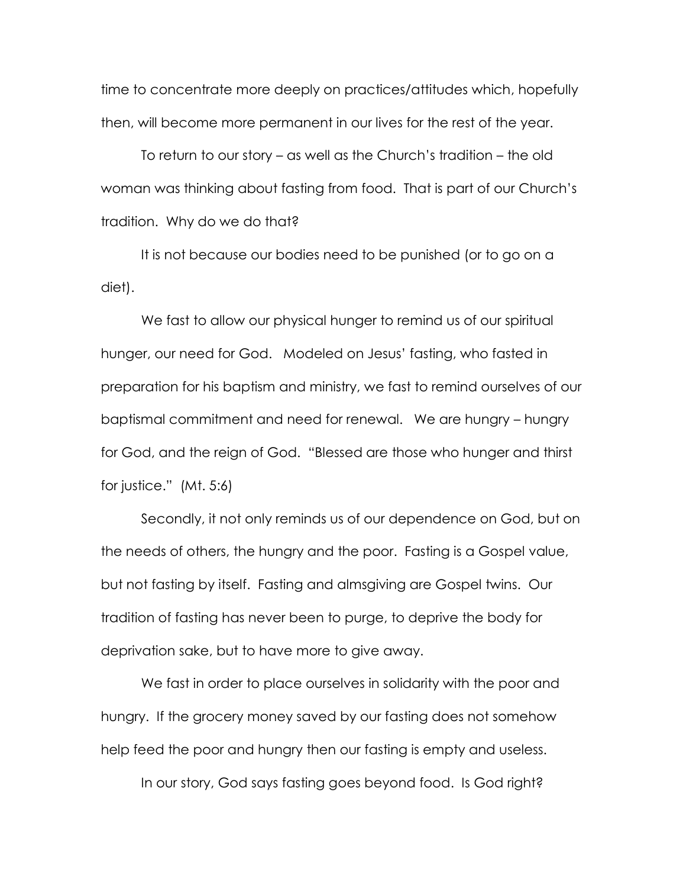time to concentrate more deeply on practices/attitudes which, hopefully then, will become more permanent in our lives for the rest of the year.

To return to our story – as well as the Church's tradition – the old woman was thinking about fasting from food. That is part of our Church's tradition. Why do we do that?

It is not because our bodies need to be punished (or to go on a diet).

We fast to allow our physical hunger to remind us of our spiritual hunger, our need for God. Modeled on Jesus' fasting, who fasted in preparation for his baptism and ministry, we fast to remind ourselves of our baptismal commitment and need for renewal. We are hungry – hungry for God, and the reign of God. "Blessed are those who hunger and thirst for justice." (Mt. 5:6)

Secondly, it not only reminds us of our dependence on God, but on the needs of others, the hungry and the poor. Fasting is a Gospel value, but not fasting by itself. Fasting and almsgiving are Gospel twins. Our tradition of fasting has never been to purge, to deprive the body for deprivation sake, but to have more to give away.

We fast in order to place ourselves in solidarity with the poor and hungry. If the grocery money saved by our fasting does not somehow help feed the poor and hungry then our fasting is empty and useless.

In our story, God says fasting goes beyond food. Is God right?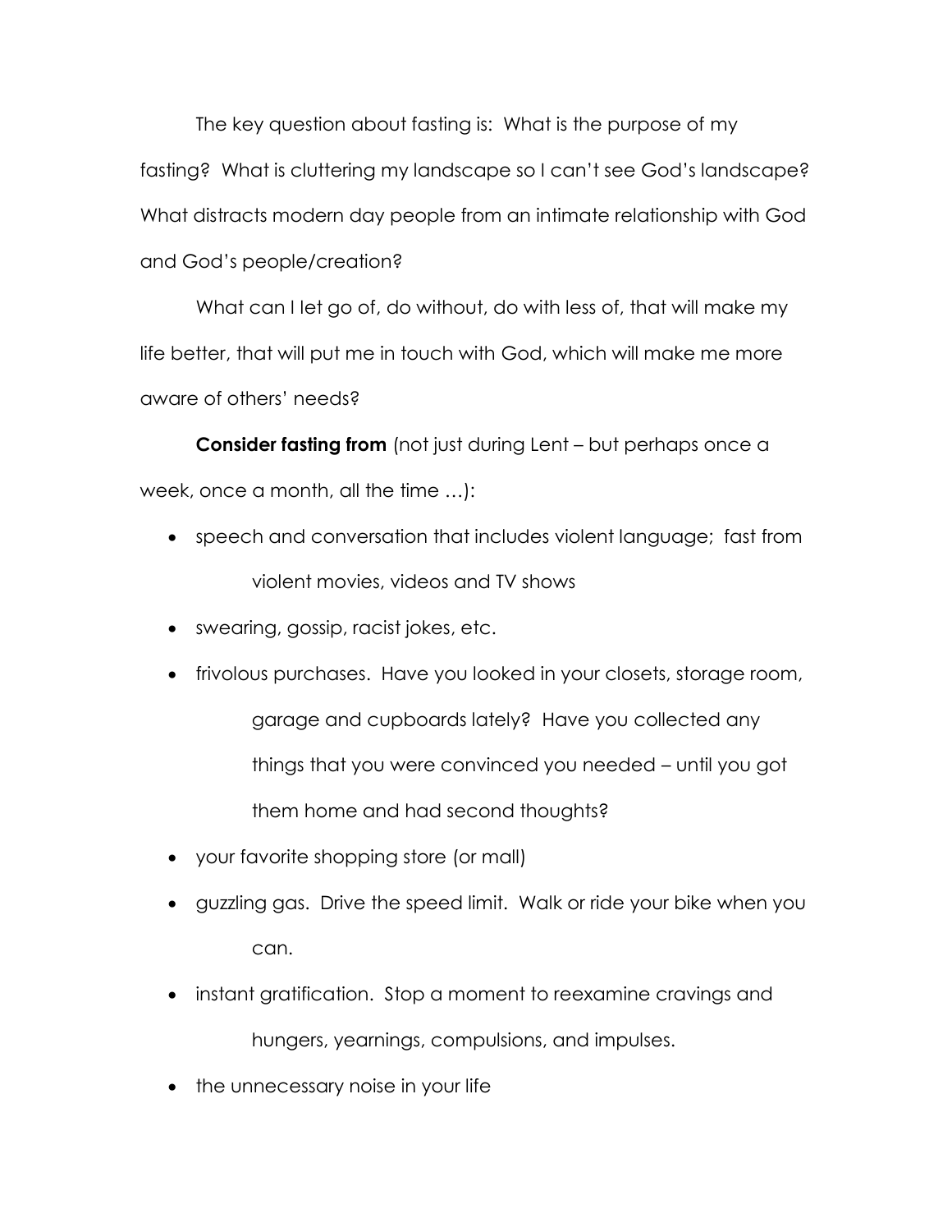The key question about fasting is: What is the purpose of my fasting? What is cluttering my landscape so I can't see God's landscape? What distracts modern day people from an intimate relationship with God and God's people/creation?

What can I let go of, do without, do with less of, that will make my life better, that will put me in touch with God, which will make me more aware of others' needs?

**Consider fasting from** (not just during Lent – but perhaps once a week, once a month, all the time …):

- speech and conversation that includes violent language; fast from violent movies, videos and TV shows
- swearing, gossip, racist jokes, etc.
- frivolous purchases. Have you looked in your closets, storage room, garage and cupboards lately? Have you collected any things that you were convinced you needed – until you got them home and had second thoughts?
- your favorite shopping store (or mall)
- guzzling gas. Drive the speed limit. Walk or ride your bike when you can.
- instant gratification. Stop a moment to reexamine cravings and hungers, yearnings, compulsions, and impulses.
- the unnecessary noise in your life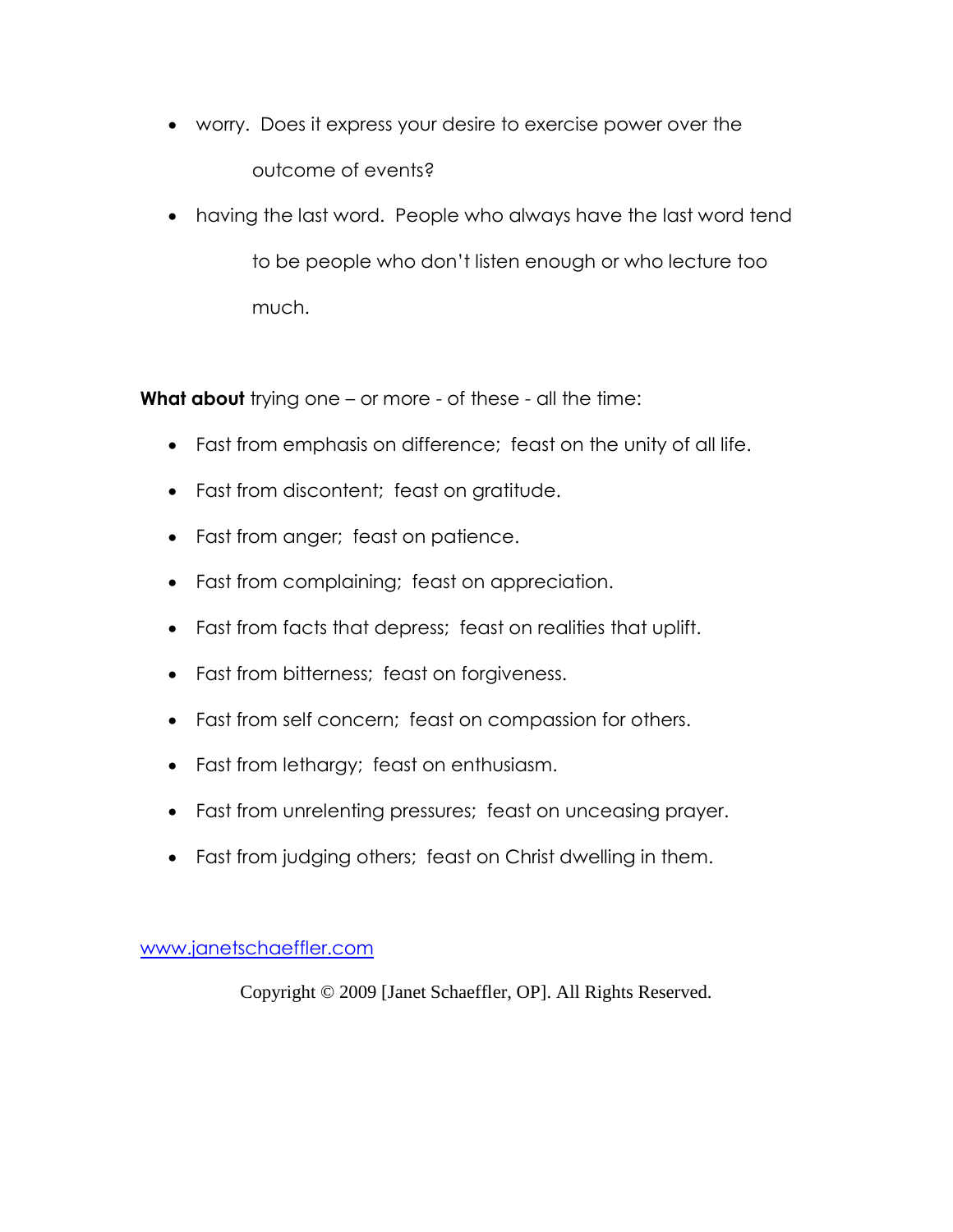- worry. Does it express your desire to exercise power over the outcome of events?
- having the last word. People who always have the last word tend to be people who don't listen enough or who lecture too much.

**What about** trying one – or more - of these - all the time:

- Fast from emphasis on difference; feast on the unity of all life.
- Fast from discontent; feast on gratitude.
- Fast from anger; feast on patience.
- Fast from complaining; feast on appreciation.
- Fast from facts that depress; feast on realities that uplift.
- Fast from bitterness; feast on forgiveness.
- Fast from self concern; feast on compassion for others.
- Fast from lethargy; feast on enthusiasm.
- Fast from unrelenting pressures; feast on unceasing prayer.
- Fast from judging others; feast on Christ dwelling in them.

www.janetschaeffler.com

Copyright © 2009 [Janet Schaeffler, OP]. All Rights Reserved.